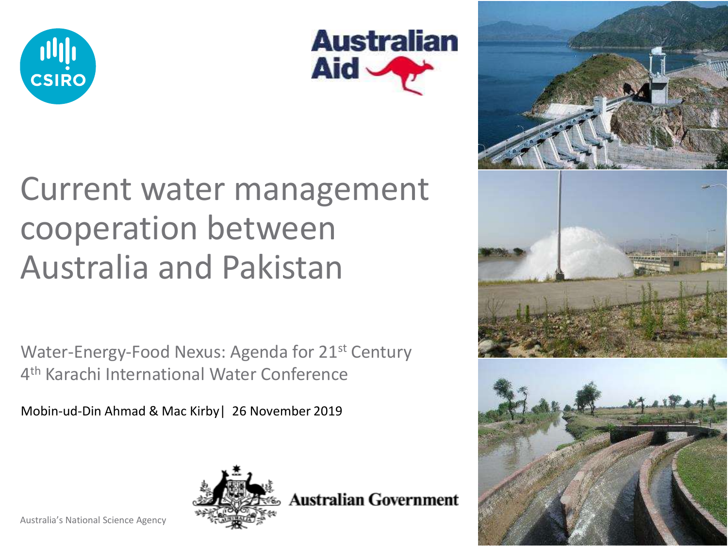# Current water management cooperation between Australia and Pakistan

Water-Energy-Food Nexus: Agenda for 21st Century
4th Karachi International Water Conference

Mobin-ud-Din Ahmad & Mac Kirby | 26 November 2019

Australia's National Science Agency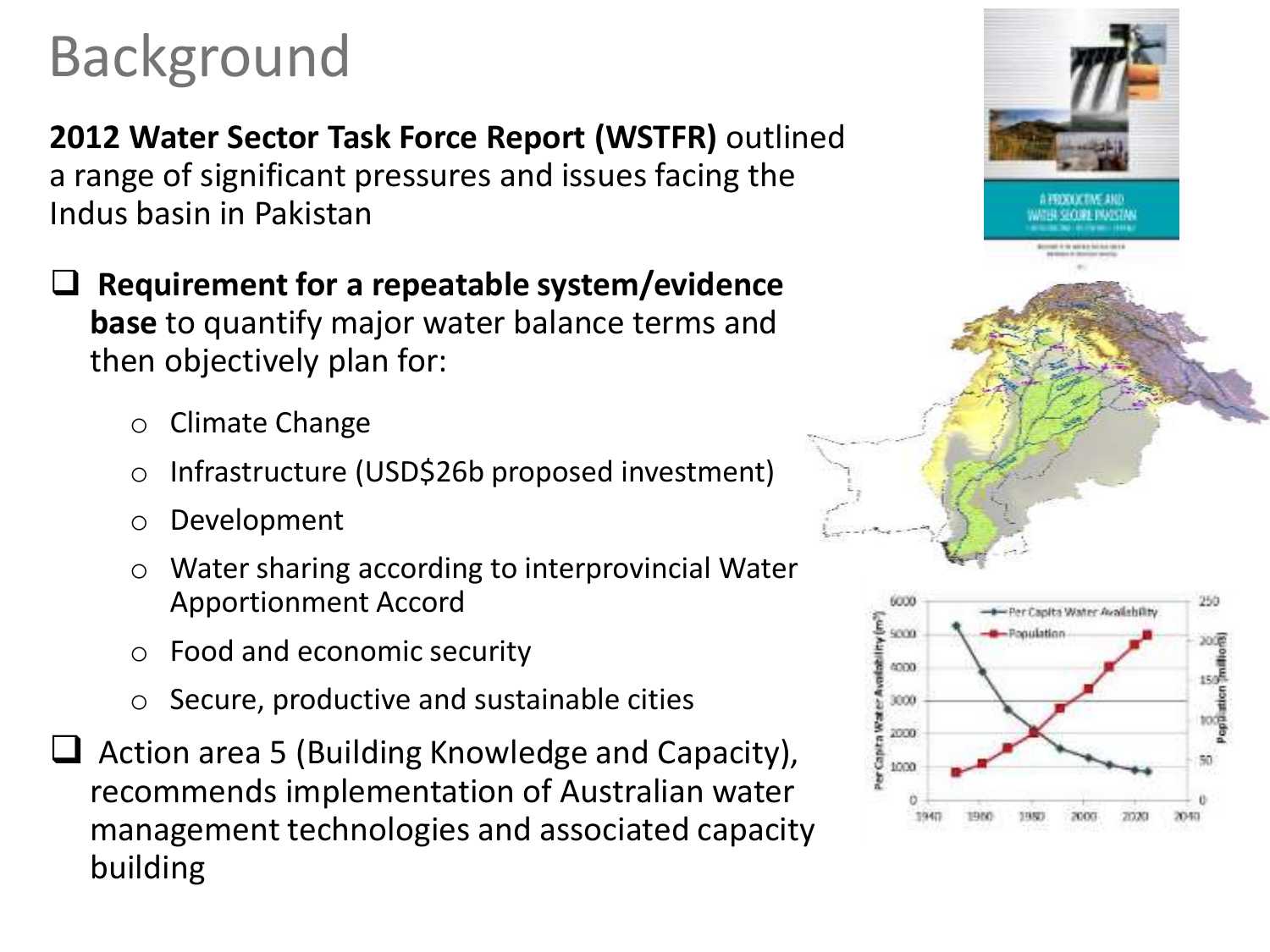# Background

**2012 Water Sector Task Force Report (WSTFR)** outlined a range of significant pressures and issues facing the Indus basin in Pakistan

- **Requirement for a repeatable system/evidence base** to quantify major water balance terms and then objectively plan for:
  - Climate Change
  - Infrastructure (USD$26b proposed investment)
  - Development
  - Water sharing according to interprovincial Water Apportionment Accord
  - Food and economic security
  - Secure, productive and sustainable cities
- Action area 5 (Building Knowledge and Capacity), recommends implementation of Australian water management technologies and associated capacity building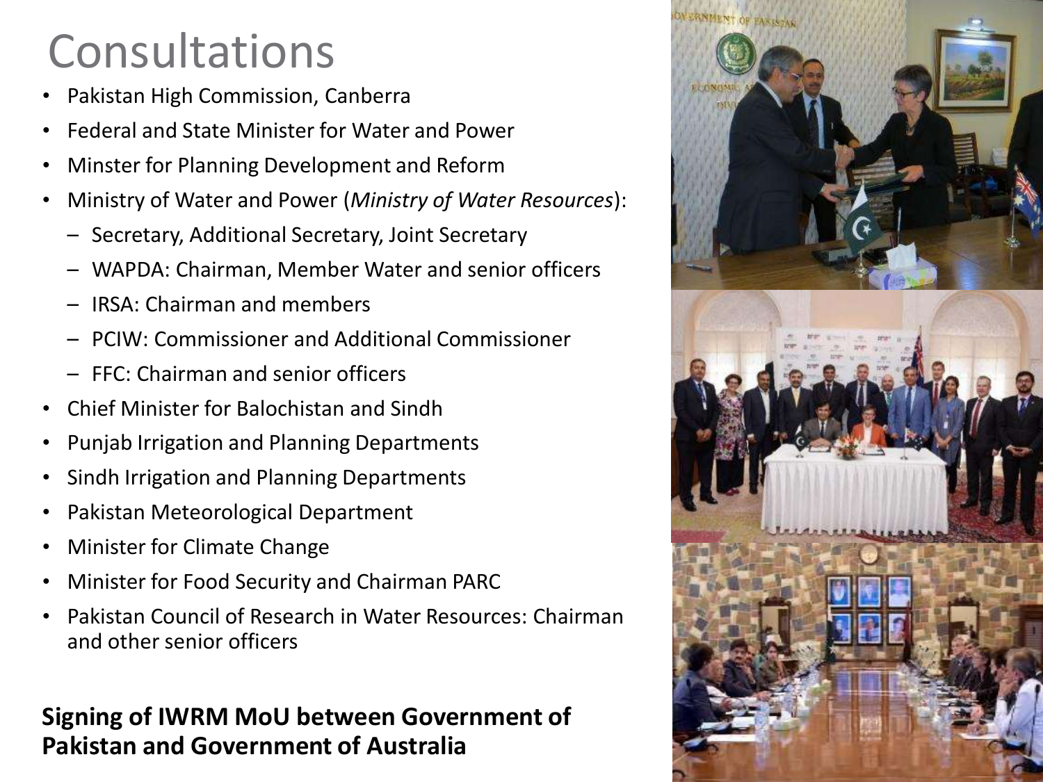# Consultations

- Pakistan High Commission, Canberra
- Federal and State Minister for Water and Power
- Minster for Planning Development and Reform
- Ministry of Water and Power (*Ministry of Water Resources*):
  - Secretary, Additional Secretary, Joint Secretary
  - WAPDA: Chairman, Member Water and senior officers
  - IRSA: Chairman and members
  - PCIW: Commissioner and Additional Commissioner
  - FFC: Chairman and senior officers
- Chief Minister for Balochistan and Sindh
- Punjab Irrigation and Planning Departments
- Sindh Irrigation and Planning Departments
- Pakistan Meteorological Department
- Minister for Climate Change
- Minister for Food Security and Chairman PARC
- Pakistan Council of Research in Water Resources: Chairman and other senior officers

**Signing of IWRM MoU between Government of Pakistan and Government of Australia**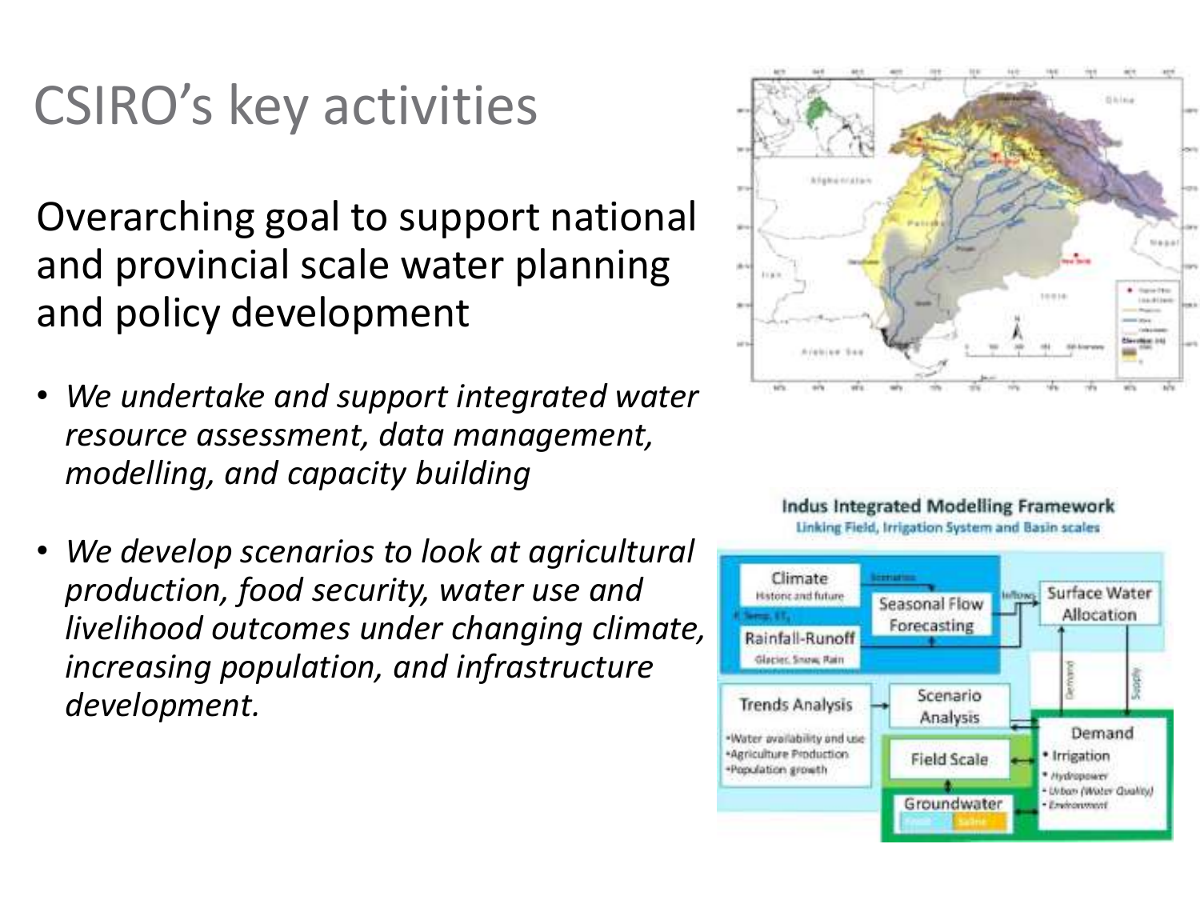# CSIRO's key activities

Overarching goal to support national and provincial scale water planning and policy development

- *We undertake and support integrated water resource assessment, data management, modelling, and capacity building*
- *We develop scenarios to look at agricultural production, food security, water use and livelihood outcomes under changing climate, increasing population, and infrastructure development.*

**Indus Integrated Modelling Framework**

Linking Field, Irrigation System and Basin scales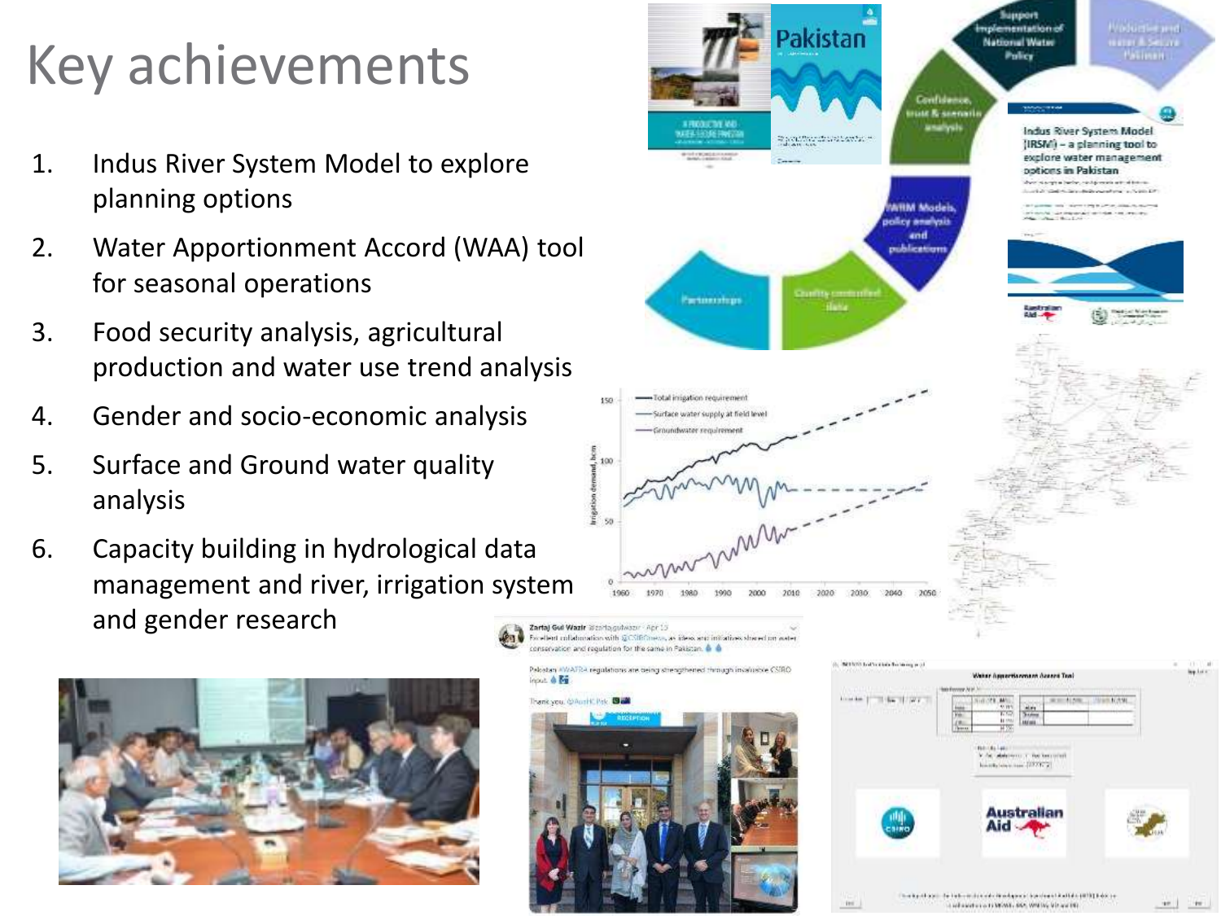# Key achievements

1. Indus River System Model to explore planning options
2. Water Apportionment Accord (WAA) tool for seasonal operations
3. Food security analysis, agricultural production and water use trend analysis
4. Gender and socio-economic analysis
5. Surface and Ground water quality analysis
6. Capacity building in hydrological data management and river, irrigation system and gender research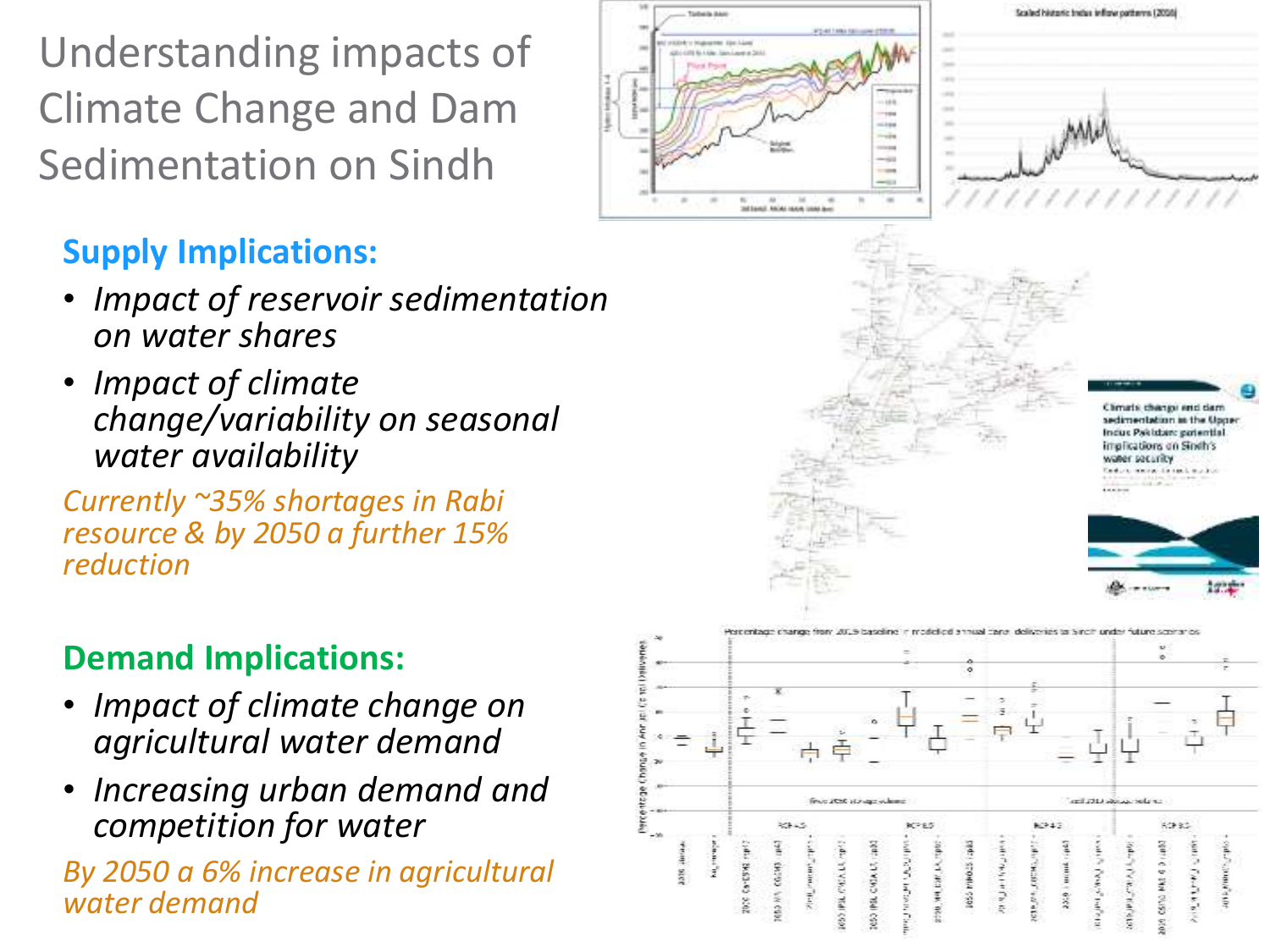# Understanding impacts of Climate Change and Dam Sedimentation on Sindh

## Supply Implications:

- *Impact of reservoir sedimentation on water shares*
- *Impact of climate change/variability on seasonal water availability*

*Currently ~35% shortages in Rabi resource & by 2050 a further 15% reduction*

## Demand Implications:

- *Impact of climate change on agricultural water demand*
- *Increasing urban demand and competition for water*

*By 2050 a 6% increase in agricultural water demand*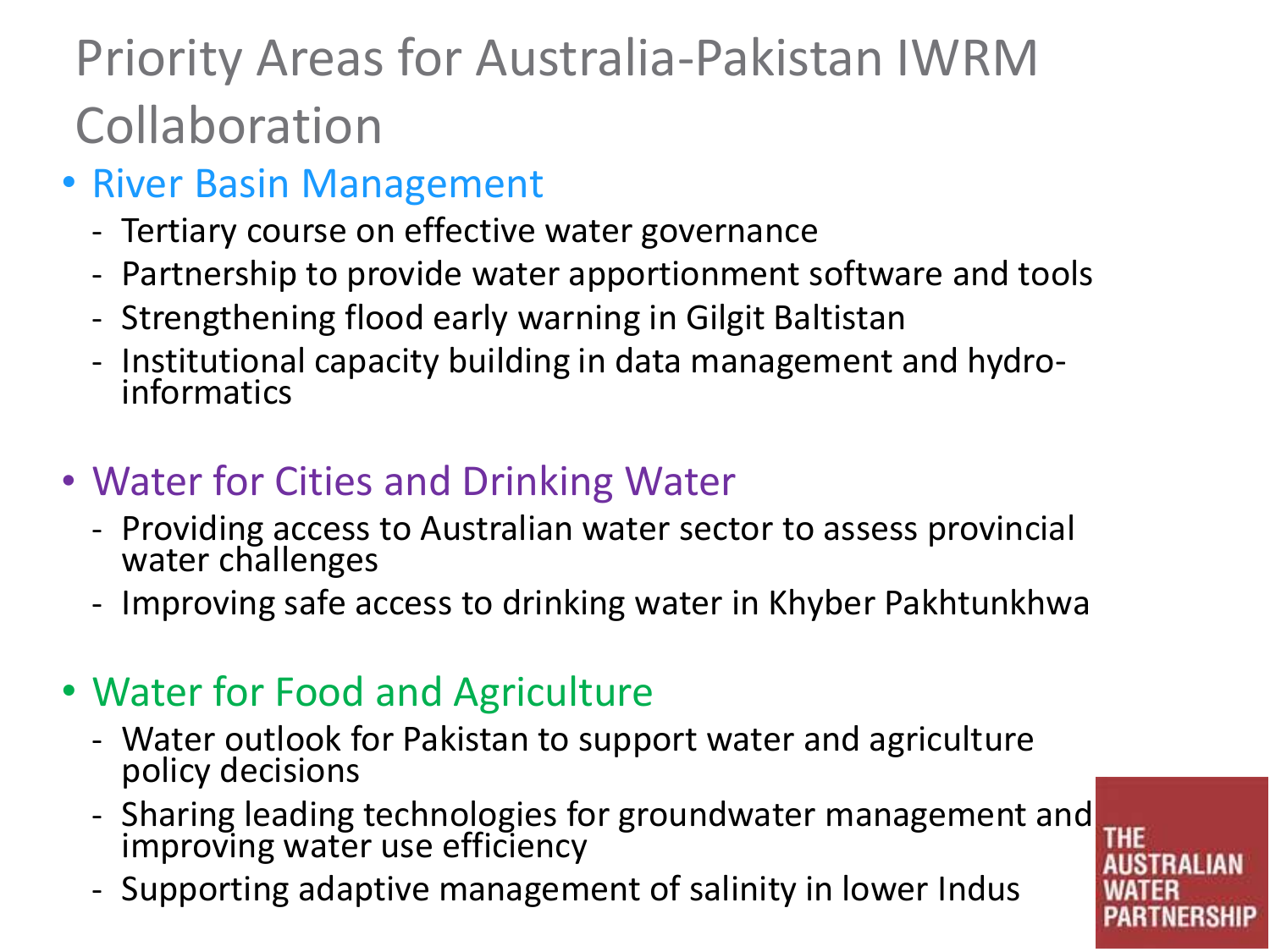# Priority Areas for Australia-Pakistan IWRM Collaboration

- River Basin Management
  - Tertiary course on effective water governance
  - Partnership to provide water apportionment software and tools
  - Strengthening flood early warning in Gilgit Baltistan
  - Institutional capacity building in data management and hydro-informatics

- Water for Cities and Drinking Water
  - Providing access to Australian water sector to assess provincial water challenges
  - Improving safe access to drinking water in Khyber Pakhtunkhwa

- Water for Food and Agriculture
  - Water outlook for Pakistan to support water and agriculture policy decisions
  - Sharing leading technologies for groundwater management and improving water use efficiency
  - Supporting adaptive management of salinity in lower Indus

THE AUSTRALIAN WATER PARTNERSHIP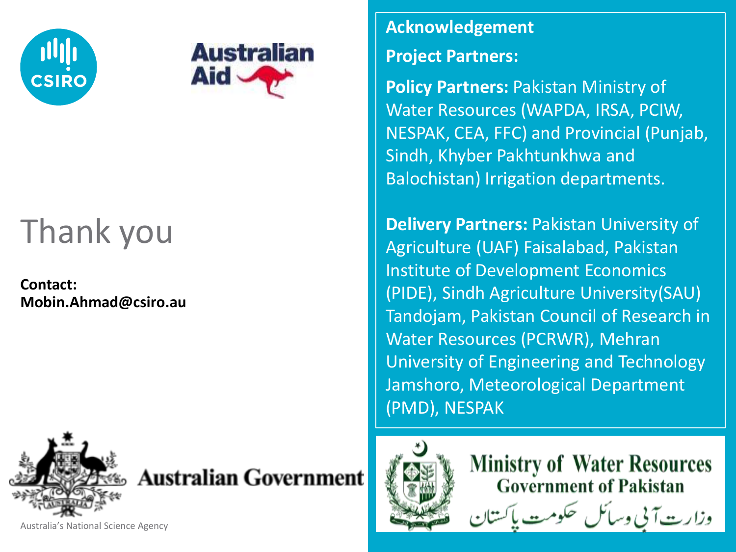# Thank you

**Contact:**
**Mobin.Ahmad@csiro.au**

Australia's National Science Agency

## Acknowledgement

**Project Partners:**

**Policy Partners:** Pakistan Ministry of Water Resources (WAPDA, IRSA, PCIW, NESPAK, CEA, FFC) and Provincial (Punjab, Sindh, Khyber Pakhtunkhwa and Balochistan) Irrigation departments.

**Delivery Partners:** Pakistan University of Agriculture (UAF) Faisalabad, Pakistan Institute of Development Economics (PIDE), Sindh Agriculture University(SAU) Tandojam, Pakistan Council of Research in Water Resources (PCRWR), Mehran University of Engineering and Technology Jamshoro, Meteorological Department (PMD), NESPAK

Ministry of Water Resources
Government of Pakistan
وزارت آبی وسائل حکومت پاکستان